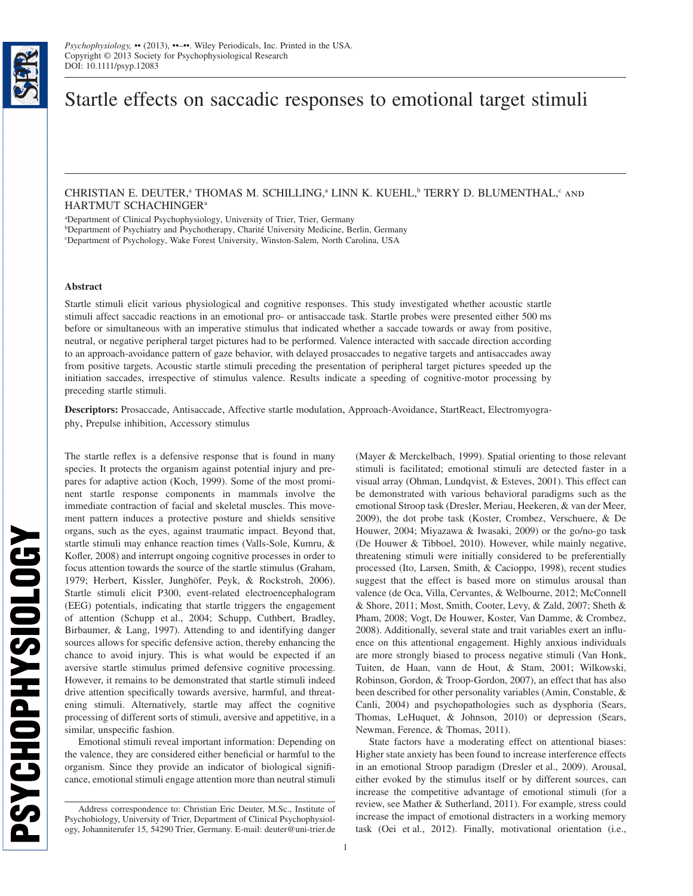# Startle effects on saccadic responses to emotional target stimuli

CHRISTIAN E. DEUTER,[a] THOMAS M. SCHILLING,[a] LINN K. KUEHL,[b] TERRY D. BLUMENTHAL,[c] AND HARTMUT SCHACHINGER[a]

[a]Department of Clinical Psychophysiology, University of Trier, Trier, Germany
[b]Department of Psychiatry and Psychotherapy, Charité University Medicine, Berlin, Germany
[c]Department of Psychology, Wake Forest University, Winston-Salem, North Carolina, USA

## Abstract

Startle stimuli elicit various physiological and cognitive responses. This study investigated whether acoustic startle stimuli affect saccadic reactions in an emotional pro- or antisaccade task. Startle probes were presented either 500 ms before or simultaneous with an imperative stimulus that indicated whether a saccade towards or away from positive, neutral, or negative peripheral target pictures had to be performed. Valence interacted with saccade direction according to an approach-avoidance pattern of gaze behavior, with delayed prosaccades to negative targets and antisaccades away from positive targets. Acoustic startle stimuli preceding the presentation of peripheral target pictures speeded up the initiation saccades, irrespective of stimulus valence. Results indicate a speeding of cognitive-motor processing by preceding startle stimuli.

**Descriptors:** Prosaccade, Antisaccade, Affective startle modulation, Approach-Avoidance, StartReact, Electromyography, Prepulse inhibition, Accessory stimulus

The startle reflex is a defensive response that is found in many species. It protects the organism against potential injury and prepares for adaptive action (Koch, 1999). Some of the most prominent startle response components in mammals involve the immediate contraction of facial and skeletal muscles. This movement pattern induces a protective posture and shields sensitive organs, such as the eyes, against traumatic impact. Beyond that, startle stimuli may enhance reaction times (Valls-Sole, Kumru, & Kofler, 2008) and interrupt ongoing cognitive processes in order to focus attention towards the source of the startle stimulus (Graham, 1979; Herbert, Kissler, Junghöfer, Peyk, & Rockstroh, 2006). Startle stimuli elicit P300, event-related electroencephalogram (EEG) potentials, indicating that startle triggers the engagement of attention (Schupp et al., 2004; Schupp, Cuthbert, Bradley, Birbaumer, & Lang, 1997). Attending to and identifying danger sources allows for specific defensive action, thereby enhancing the chance to avoid injury. This is what would be expected if an aversive startle stimulus primed defensive cognitive processing. However, it remains to be demonstrated that startle stimuli indeed drive attention specifically towards aversive, harmful, and threatening stimuli. Alternatively, startle may affect the cognitive processing of different sorts of stimuli, aversive and appetitive, in a similar, unspecific fashion.

Emotional stimuli reveal important information: Depending on the valence, they are considered either beneficial or harmful to the organism. Since they provide an indicator of biological significance, emotional stimuli engage attention more than neutral stimuli (Mayer & Merckelbach, 1999). Spatial orienting to those relevant stimuli is facilitated; emotional stimuli are detected faster in a visual array (Ohman, Lundqvist, & Esteves, 2001). This effect can be demonstrated with various behavioral paradigms such as the emotional Stroop task (Dresler, Meriau, Heekeren, & van der Meer, 2009), the dot probe task (Koster, Crombez, Verschuere, & De Houwer, 2004; Miyazawa & Iwasaki, 2009) or the go/no-go task (De Houwer & Tibboel, 2010). However, while mainly negative, threatening stimuli were initially considered to be preferentially processed (Ito, Larsen, Smith, & Cacioppo, 1998), recent studies suggest that the effect is based more on stimulus arousal than valence (de Oca, Villa, Cervantes, & Welbourne, 2012; McConnell & Shore, 2011; Most, Smith, Cooter, Levy, & Zald, 2007; Sheth & Pham, 2008; Vogt, De Houwer, Koster, Van Damme, & Crombez, 2008). Additionally, several state and trait variables exert an influence on this attentional engagement. Highly anxious individuals are more strongly biased to process negative stimuli (Van Honk, Tuiten, de Haan, vann de Hout, & Stam, 2001; Wilkowski, Robinson, Gordon, & Troop-Gordon, 2007), an effect that has also been described for other personality variables (Amin, Constable, & Canli, 2004) and psychopathologies such as dysphoria (Sears, Thomas, LeHuquet, & Johnson, 2010) or depression (Sears, Newman, Ference, & Thomas, 2011).

State factors have a moderating effect on attentional biases: Higher state anxiety has been found to increase interference effects in an emotional Stroop paradigm (Dresler et al., 2009). Arousal, either evoked by the stimulus itself or by different sources, can increase the competitive advantage of emotional stimuli (for a review, see Mather & Sutherland, 2011). For example, stress could increase the impact of emotional distracters in a working memory task (Oei et al., 2012). Finally, motivational orientation (i.e.,

Address correspondence to: Christian Eric Deuter, M.Sc., Institute of Psychobiology, University of Trier, Department of Clinical Psychophysiology, Johanniterufer 15, 54290 Trier, Germany. E-mail: deuter@uni-trier.de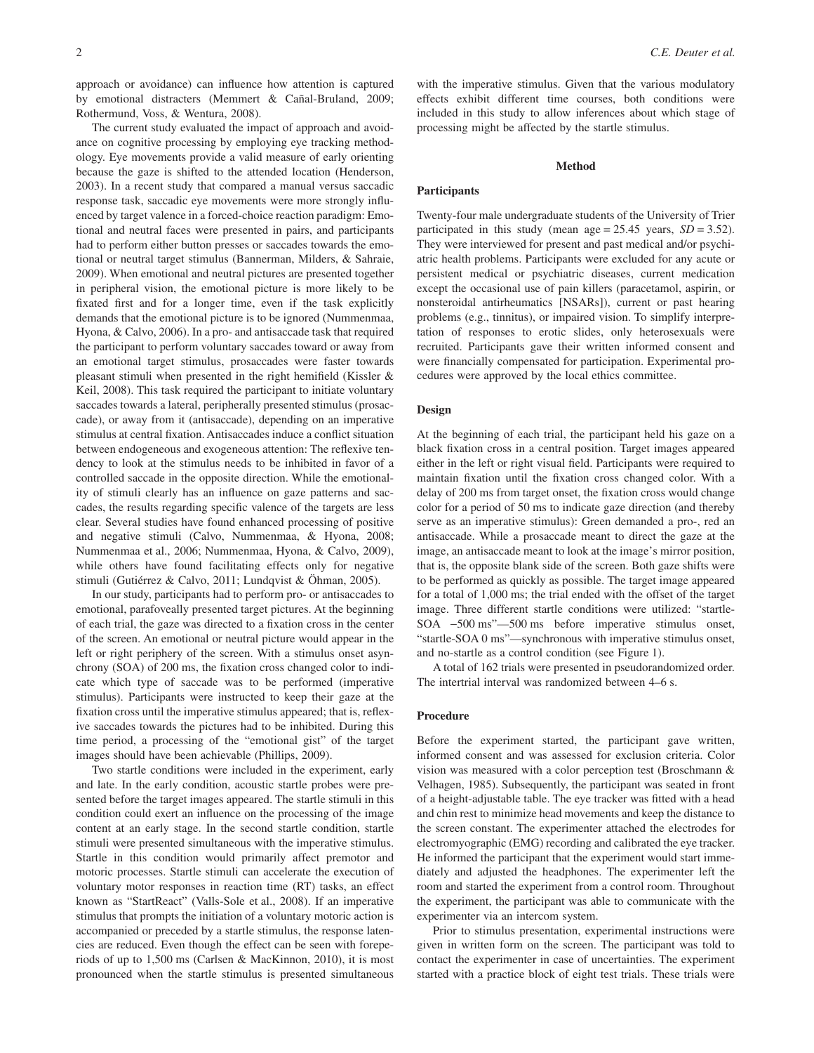approach or avoidance) can influence how attention is captured by emotional distracters (Memmert & Cañal-Bruland, 2009; Rothermund, Voss, & Wentura, 2008).

The current study evaluated the impact of approach and avoidance on cognitive processing by employing eye tracking methodology. Eye movements provide a valid measure of early orienting because the gaze is shifted to the attended location (Henderson, 2003). In a recent study that compared a manual versus saccadic response task, saccadic eye movements were more strongly influenced by target valence in a forced-choice reaction paradigm: Emotional and neutral faces were presented in pairs, and participants had to perform either button presses or saccades towards the emotional or neutral target stimulus (Bannerman, Milders, & Sahraie, 2009). When emotional and neutral pictures are presented together in peripheral vision, the emotional picture is more likely to be fixated first and for a longer time, even if the task explicitly demands that the emotional picture is to be ignored (Nummenmaa, Hyona, & Calvo, 2006). In a pro- and antisaccade task that required the participant to perform voluntary saccades toward or away from an emotional target stimulus, prosaccades were faster towards pleasant stimuli when presented in the right hemifield (Kissler & Keil, 2008). This task required the participant to initiate voluntary saccades towards a lateral, peripherally presented stimulus (prosaccade), or away from it (antisaccade), depending on an imperative stimulus at central fixation. Antisaccades induce a conflict situation between endogeneous and exogeneous attention: The reflexive tendency to look at the stimulus needs to be inhibited in favor of a controlled saccade in the opposite direction. While the emotionality of stimuli clearly has an influence on gaze patterns and saccades, the results regarding specific valence of the targets are less clear. Several studies have found enhanced processing of positive and negative stimuli (Calvo, Nummenmaa, & Hyona, 2008; Nummenmaa et al., 2006; Nummenmaa, Hyona, & Calvo, 2009), while others have found facilitating effects only for negative stimuli (Gutiérrez & Calvo, 2011; Lundqvist & Öhman, 2005).

In our study, participants had to perform pro- or antisaccades to emotional, parafoveally presented target pictures. At the beginning of each trial, the gaze was directed to a fixation cross in the center of the screen. An emotional or neutral picture would appear in the left or right periphery of the screen. With a stimulus onset asynchrony (SOA) of 200 ms, the fixation cross changed color to indicate which type of saccade was to be performed (imperative stimulus). Participants were instructed to keep their gaze at the fixation cross until the imperative stimulus appeared; that is, reflexive saccades towards the pictures had to be inhibited. During this time period, a processing of the "emotional gist" of the target images should have been achievable (Phillips, 2009).

Two startle conditions were included in the experiment, early and late. In the early condition, acoustic startle probes were presented before the target images appeared. The startle stimuli in this condition could exert an influence on the processing of the image content at an early stage. In the second startle condition, startle stimuli were presented simultaneous with the imperative stimulus. Startle in this condition would primarily affect premotor and motoric processes. Startle stimuli can accelerate the execution of voluntary motor responses in reaction time (RT) tasks, an effect known as "StartReact" (Valls-Sole et al., 2008). If an imperative stimulus that prompts the initiation of a voluntary motoric action is accompanied or preceded by a startle stimulus, the response latencies are reduced. Even though the effect can be seen with foreperiods of up to 1,500 ms (Carlsen & MacKinnon, 2010), it is most pronounced when the startle stimulus is presented simultaneous with the imperative stimulus. Given that the various modulatory effects exhibit different time courses, both conditions were included in this study to allow inferences about which stage of processing might be affected by the startle stimulus.

## Method

### Participants

Twenty-four male undergraduate students of the University of Trier participated in this study (mean age = 25.45 years, *SD* = 3.52). They were interviewed for present and past medical and/or psychiatric health problems. Participants were excluded for any acute or persistent medical or psychiatric diseases, current medication except the occasional use of pain killers (paracetamol, aspirin, or nonsteroidal antirheumatics [NSARs]), current or past hearing problems (e.g., tinnitus), or impaired vision. To simplify interpretation of responses to erotic slides, only heterosexuals were recruited. Participants gave their written informed consent and were financially compensated for participation. Experimental procedures were approved by the local ethics committee.

### Design

At the beginning of each trial, the participant held his gaze on a black fixation cross in a central position. Target images appeared either in the left or right visual field. Participants were required to maintain fixation until the fixation cross changed color. With a delay of 200 ms from target onset, the fixation cross would change color for a period of 50 ms to indicate gaze direction (and thereby serve as an imperative stimulus): Green demanded a pro-, red an antisaccade. While a prosaccade meant to direct the gaze at the image, an antisaccade meant to look at the image's mirror position, that is, the opposite blank side of the screen. Both gaze shifts were to be performed as quickly as possible. The target image appeared for a total of 1,000 ms; the trial ended with the offset of the target image. Three different startle conditions were utilized: "startle-SOA −500 ms"—500 ms before imperative stimulus onset, "startle-SOA 0 ms"—synchronous with imperative stimulus onset, and no-startle as a control condition (see Figure 1).

A total of 162 trials were presented in pseudorandomized order. The intertrial interval was randomized between 4–6 s.

### Procedure

Before the experiment started, the participant gave written, informed consent and was assessed for exclusion criteria. Color vision was measured with a color perception test (Broschmann & Velhagen, 1985). Subsequently, the participant was seated in front of a height-adjustable table. The eye tracker was fitted with a head and chin rest to minimize head movements and keep the distance to the screen constant. The experimenter attached the electrodes for electromyographic (EMG) recording and calibrated the eye tracker. He informed the participant that the experiment would start immediately and adjusted the headphones. The experimenter left the room and started the experiment from a control room. Throughout the experiment, the participant was able to communicate with the experimenter via an intercom system.

Prior to stimulus presentation, experimental instructions were given in written form on the screen. The participant was told to contact the experimenter in case of uncertainties. The experiment started with a practice block of eight test trials. These trials were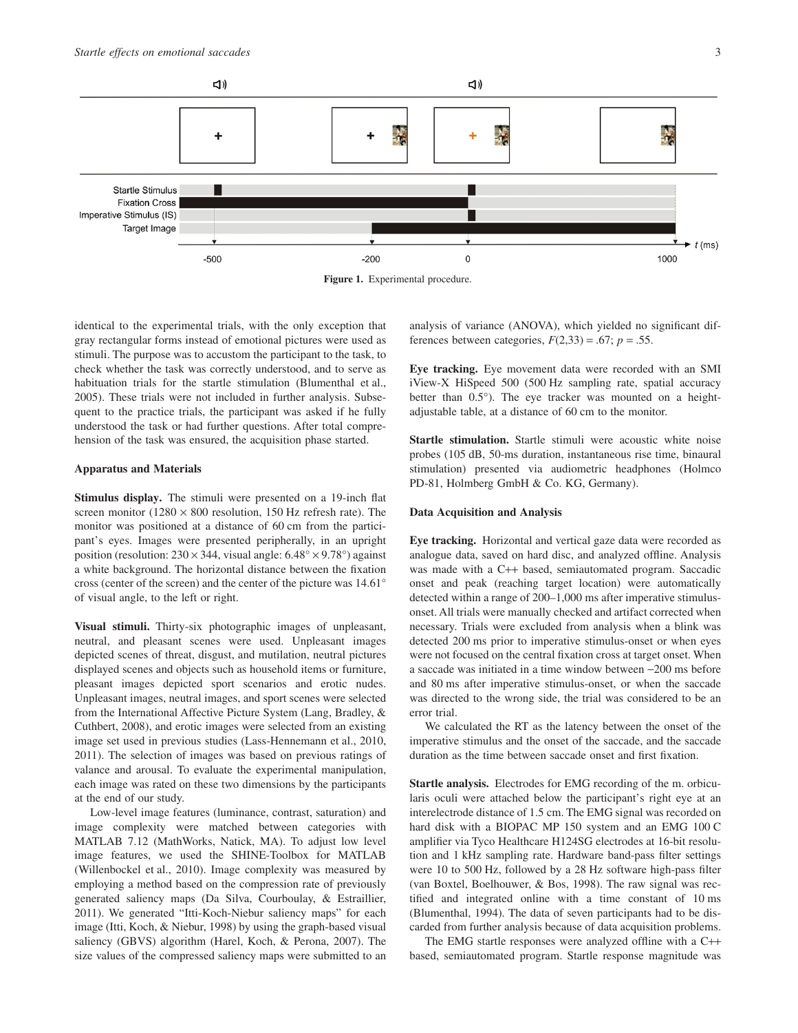Figure 1. Experimental procedure.

identical to the experimental trials, with the only exception that gray rectangular forms instead of emotional pictures were used as stimuli. The purpose was to accustom the participant to the task, to check whether the task was correctly understood, and to serve as habituation trials for the startle stimulation (Blumenthal et al., 2005). These trials were not included in further analysis. Subsequent to the practice trials, the participant was asked if he fully understood the task or had further questions. After total comprehension of the task was ensured, the acquisition phase started.

### Apparatus and Materials

**Stimulus display.** The stimuli were presented on a 19-inch flat screen monitor (1280 × 800 resolution, 150 Hz refresh rate). The monitor was positioned at a distance of 60 cm from the participant's eyes. Images were presented peripherally, in an upright position (resolution: 230 × 344, visual angle: 6.48° × 9.78°) against a white background. The horizontal distance between the fixation cross (center of the screen) and the center of the picture was 14.61° of visual angle, to the left or right.

**Visual stimuli.** Thirty-six photographic images of unpleasant, neutral, and pleasant scenes were used. Unpleasant images depicted scenes of threat, disgust, and mutilation, neutral pictures displayed scenes and objects such as household items or furniture, pleasant images depicted sport scenarios and erotic nudes. Unpleasant images, neutral images, and sport scenes were selected from the International Affective Picture System (Lang, Bradley, & Cuthbert, 2008), and erotic images were selected from an existing image set used in previous studies (Lass-Hennemann et al., 2010, 2011). The selection of images was based on previous ratings of valance and arousal. To evaluate the experimental manipulation, each image was rated on these two dimensions by the participants at the end of our study.

Low-level image features (luminance, contrast, saturation) and image complexity were matched between categories with MATLAB 7.12 (MathWorks, Natick, MA). To adjust low level image features, we used the SHINE-Toolbox for MATLAB (Willenbockel et al., 2010). Image complexity was measured by employing a method based on the compression rate of previously generated saliency maps (Da Silva, Courboulay, & Estraillier, 2011). We generated "Itti-Koch-Niebur saliency maps" for each image (Itti, Koch, & Niebur, 1998) by using the graph-based visual saliency (GBVS) algorithm (Harel, Koch, & Perona, 2007). The size values of the compressed saliency maps were submitted to an analysis of variance (ANOVA), which yielded no significant differences between categories, $F(2,33) = .67$; $p = .55$.

**Eye tracking.** Eye movement data were recorded with an SMI iView-X HiSpeed 500 (500 Hz sampling rate, spatial accuracy better than 0.5°). The eye tracker was mounted on a height-adjustable table, at a distance of 60 cm to the monitor.

**Startle stimulation.** Startle stimuli were acoustic white noise probes (105 dB, 50-ms duration, instantaneous rise time, binaural stimulation) presented via audiometric headphones (Holmco PD-81, Holmberg GmbH & Co. KG, Germany).

### Data Acquisition and Analysis

**Eye tracking.** Horizontal and vertical gaze data were recorded as analogue data, saved on hard disc, and analyzed offline. Analysis was made with a C++ based, semiautomated program. Saccadic onset and peak (reaching target location) were automatically detected within a range of 200–1,000 ms after imperative stimulus-onset. All trials were manually checked and artifact corrected when necessary. Trials were excluded from analysis when a blink was detected 200 ms prior to imperative stimulus-onset or when eyes were not focused on the central fixation cross at target onset. When a saccade was initiated in a time window between −200 ms before and 80 ms after imperative stimulus-onset, or when the saccade was directed to the wrong side, the trial was considered to be an error trial.

We calculated the RT as the latency between the onset of the imperative stimulus and the onset of the saccade, and the saccade duration as the time between saccade onset and first fixation.

**Startle analysis.** Electrodes for EMG recording of the m. orbicularis oculi were attached below the participant's right eye at an interelectrode distance of 1.5 cm. The EMG signal was recorded on hard disk with a BIOPAC MP 150 system and an EMG 100 C amplifier via Tyco Healthcare H124SG electrodes at 16-bit resolution and 1 kHz sampling rate. Hardware band-pass filter settings were 10 to 500 Hz, followed by a 28 Hz software high-pass filter (van Boxtel, Boelhouwer, & Bos, 1998). The raw signal was rectified and integrated online with a time constant of 10 ms (Blumenthal, 1994). The data of seven participants had to be discarded from further analysis because of data acquisition problems.

The EMG startle responses were analyzed offline with a C++ based, semiautomated program. Startle response magnitude was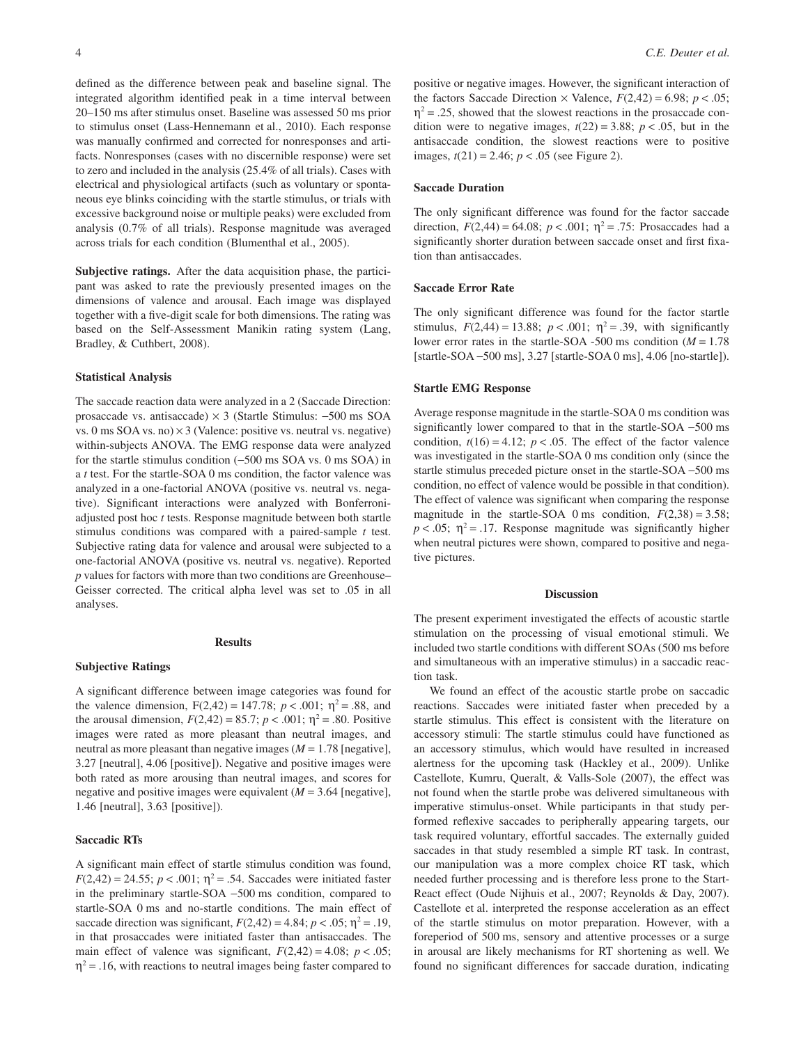defined as the difference between peak and baseline signal. The integrated algorithm identified peak in a time interval between 20–150 ms after stimulus onset. Baseline was assessed 50 ms prior to stimulus onset (Lass-Hennemann et al., 2010). Each response was manually confirmed and corrected for nonresponses and artifacts. Nonresponses (cases with no discernible response) were set to zero and included in the analysis (25.4% of all trials). Cases with electrical and physiological artifacts (such as voluntary or spontaneous eye blinks coinciding with the startle stimulus, or trials with excessive background noise or multiple peaks) were excluded from analysis (0.7% of all trials). Response magnitude was averaged across trials for each condition (Blumenthal et al., 2005).

**Subjective ratings.** After the data acquisition phase, the participant was asked to rate the previously presented images on the dimensions of valence and arousal. Each image was displayed together with a five-digit scale for both dimensions. The rating was based on the Self-Assessment Manikin rating system (Lang, Bradley, & Cuthbert, 2008).

### Statistical Analysis

The saccade reaction data were analyzed in a 2 (Saccade Direction: prosaccade vs. antisaccade) × 3 (Startle Stimulus: −500 ms SOA vs. 0 ms SOA vs. no) × 3 (Valence: positive vs. neutral vs. negative) within-subjects ANOVA. The EMG response data were analyzed for the startle stimulus condition (−500 ms SOA vs. 0 ms SOA) in a *t* test. For the startle-SOA 0 ms condition, the factor valence was analyzed in a one-factorial ANOVA (positive vs. neutral vs. negative). Significant interactions were analyzed with Bonferroni-adjusted post hoc *t* tests. Response magnitude between both startle stimulus conditions was compared with a paired-sample *t* test. Subjective rating data for valence and arousal were subjected to a one-factorial ANOVA (positive vs. neutral vs. negative). Reported *p* values for factors with more than two conditions are Greenhouse–Geisser corrected. The critical alpha level was set to .05 in all analyses.

## Results

### Subjective Ratings

A significant difference between image categories was found for the valence dimension, $F(2,42) = 147.78$; $p < .001$; $\eta^2 = .88$, and the arousal dimension, $F(2,42) = 85.7$; $p < .001$; $\eta^2 = .80$. Positive images were rated as more pleasant than neutral images, and neutral as more pleasant than negative images ($M = 1.78$ [negative], 3.27 [neutral], 4.06 [positive]). Negative and positive images were both rated as more arousing than neutral images, and scores for negative and positive images were equivalent ($M = 3.64$ [negative], 1.46 [neutral], 3.63 [positive]).

### Saccadic RTs

A significant main effect of startle stimulus condition was found, $F(2,42) = 24.55$; $\eta^2 = .54$. Saccades were initiated faster in the preliminary startle-SOA −500 ms condition, compared to startle-SOA 0 ms and no-startle conditions. The main effect of saccade direction was significant, $F(2,42) = 4.84$; $p < .05$; $\eta^2 = .19$, in that prosaccades were initiated faster than antisaccades. The main effect of valence was significant, $F(2,42) = 4.08$; $p < .05$; $\eta^2 = .16$, with reactions to neutral images being faster compared to positive or negative images. However, the significant interaction of the factors Saccade Direction × Valence, $F(2,42) = 6.98$; $p < .05$; $\eta^2 = .25$, showed that the slowest reactions in the prosaccade condition were to negative images, $t(22) = 3.88$; $p < .05$, but in the antisaccade condition, the slowest reactions were to positive images, $t(21) = 2.46$; $p < .05$ (see Figure 2).

### Saccade Duration

The only significant difference was found for the factor saccade direction, $F(2,44) = 64.08$; $p < .001$; $\eta^2 = .75$: Prosaccades had a significantly shorter duration between saccade onset and first fixation than antisaccades.

### Saccade Error Rate

The only significant difference was found for the factor startle stimulus, $F(2,44) = 13.88$; $p < .001$; $\eta^2 = .39$, with significantly lower error rates in the startle-SOA -500 ms condition ($M = 1.78$ [startle-SOA −500 ms], 3.27 [startle-SOA 0 ms], 4.06 [no-startle]).

### Startle EMG Response

Average response magnitude in the startle-SOA 0 ms condition was significantly lower compared to that in the startle-SOA −500 ms condition, $t(16) = 4.12$; $p < .05$. The effect of the factor valence was investigated in the startle-SOA 0 ms condition only (since the startle stimulus preceded picture onset in the startle-SOA −500 ms condition, no effect of valence would be possible in that condition). The effect of valence was significant when comparing the response magnitude in the startle-SOA 0 ms condition, $F(2,38) = 3.58$; $p < .05$; $\eta^2 = .17$. Response magnitude was significantly higher when neutral pictures were shown, compared to positive and negative pictures.

## Discussion

The present experiment investigated the effects of acoustic startle stimulation on the processing of visual emotional stimuli. We included two startle conditions with different SOAs (500 ms before and simultaneous with an imperative stimulus) in a saccadic reaction task.

We found an effect of the acoustic startle probe on saccadic reactions. Saccades were initiated faster when preceded by a startle stimulus. This effect is consistent with the literature on accessory stimuli: The startle stimulus could have functioned as an accessory stimulus, which would have resulted in increased alertness for the upcoming task (Hackley et al., 2009). Unlike Castellote, Kumru, Queralt, & Valls-Sole (2007), the effect was not found when the startle probe was delivered simultaneous with imperative stimulus-onset. While participants in that study performed reflexive saccades to peripherally appearing targets, our task required voluntary, effortful saccades. The externally guided saccades in that study resembled a simple RT task. In contrast, our manipulation was a more complex choice RT task, which needed further processing and is therefore less prone to the Start-React effect (Oude Nijhuis et al., 2007; Reynolds & Day, 2007). Castellote et al. interpreted the response acceleration as an effect of the startle stimulus on motor preparation. However, with a foreperiod of 500 ms, sensory and attentive processes or a surge in arousal are likely mechanisms for RT shortening as well. We found no significant differences for saccade duration, indicating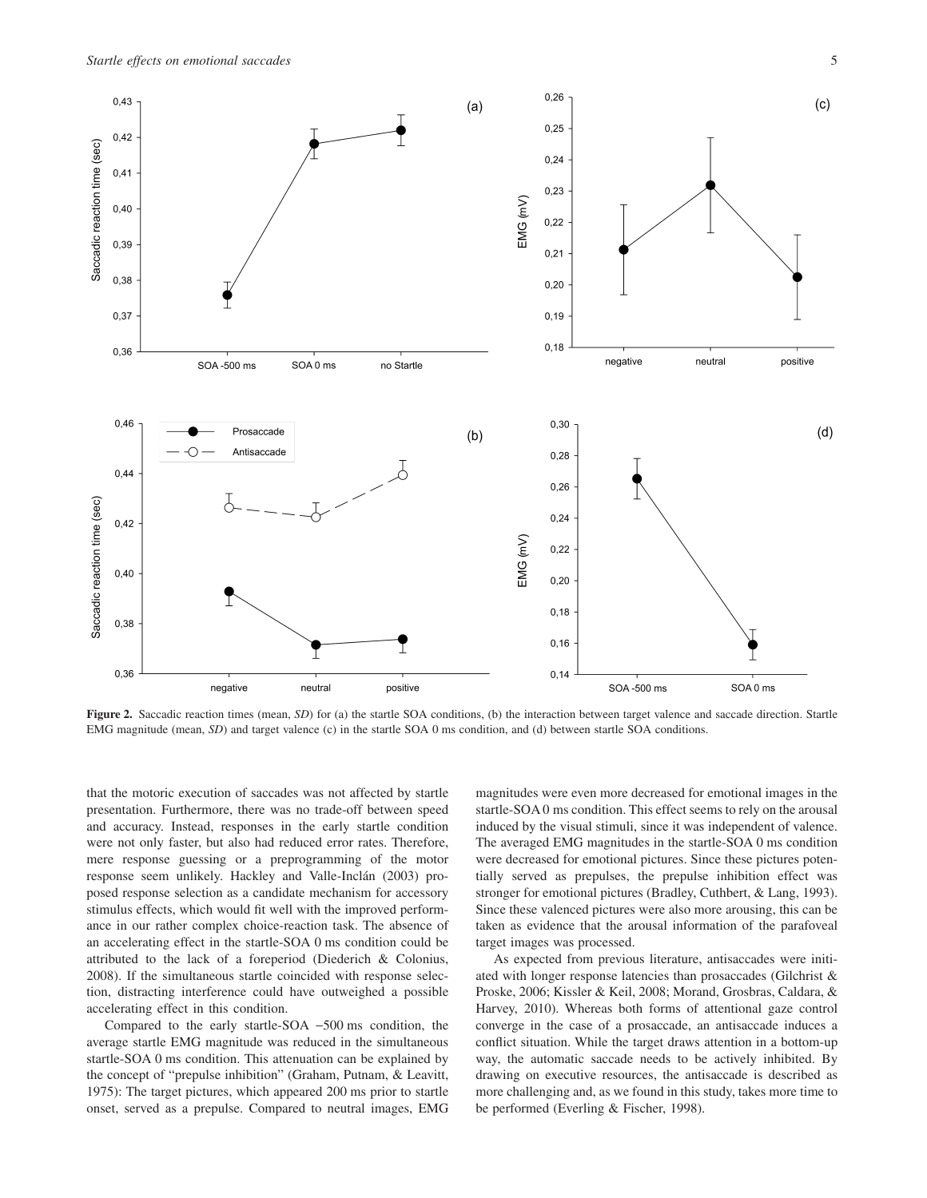**Figure 2.** Saccadic reaction times (mean, *SD*) for (a) the startle SOA conditions, (b) the interaction between target valence and saccade direction. Startle EMG magnitude (mean, *SD*) and target valence (c) in the startle SOA 0 ms condition, and (d) between startle SOA conditions.

that the motoric execution of saccades was not affected by startle presentation. Furthermore, there was no trade-off between speed and accuracy. Instead, responses in the early startle condition were not only faster, but also had reduced error rates. Therefore, mere response guessing or a preprogramming of the motor response seem unlikely. Hackley and Valle-Inclán (2003) proposed response selection as a candidate mechanism for accessory stimulus effects, which would fit well with the improved performance in our rather complex choice-reaction task. The absence of an accelerating effect in the startle-SOA 0 ms condition could be attributed to the lack of a foreperiod (Diederich & Colonius, 2008). If the simultaneous startle coincided with response selection, distracting interference could have outweighed a possible accelerating effect in this condition.

Compared to the early startle-SOA −500 ms condition, the average startle EMG magnitude was reduced in the simultaneous startle-SOA 0 ms condition. This attenuation can be explained by the concept of "prepulse inhibition" (Graham, Putnam, & Leavitt, 1975): The target pictures, which appeared 200 ms prior to startle onset, served as a prepulse. Compared to neutral images, EMG magnitudes were even more decreased for emotional images in the startle-SOA 0 ms condition. This effect seems to rely on the arousal induced by the visual stimuli, since it was independent of valence. The averaged EMG magnitudes in the startle-SOA 0 ms condition were decreased for emotional pictures. Since these pictures potentially served as prepulses, the prepulse inhibition effect was stronger for emotional pictures (Bradley, Cuthbert, & Lang, 1993). Since these valenced pictures were also more arousing, this can be taken as evidence that the arousal information of the parafoveal target images was processed.

As expected from previous literature, antisaccades were initiated with longer response latencies than prosaccades (Gilchrist & Proske, 2006; Kissler & Keil, 2008; Morand, Grosbras, Caldara, & Harvey, 2010). Whereas both forms of attentional gaze control converge in the case of a prosaccade, an antisaccade induces a conflict situation. While the target draws attention in a bottom-up way, the automatic saccade needs to be actively inhibited. By drawing on executive resources, the antisaccade is described as more challenging and, as we found in this study, takes more time to be performed (Everling & Fischer, 1998).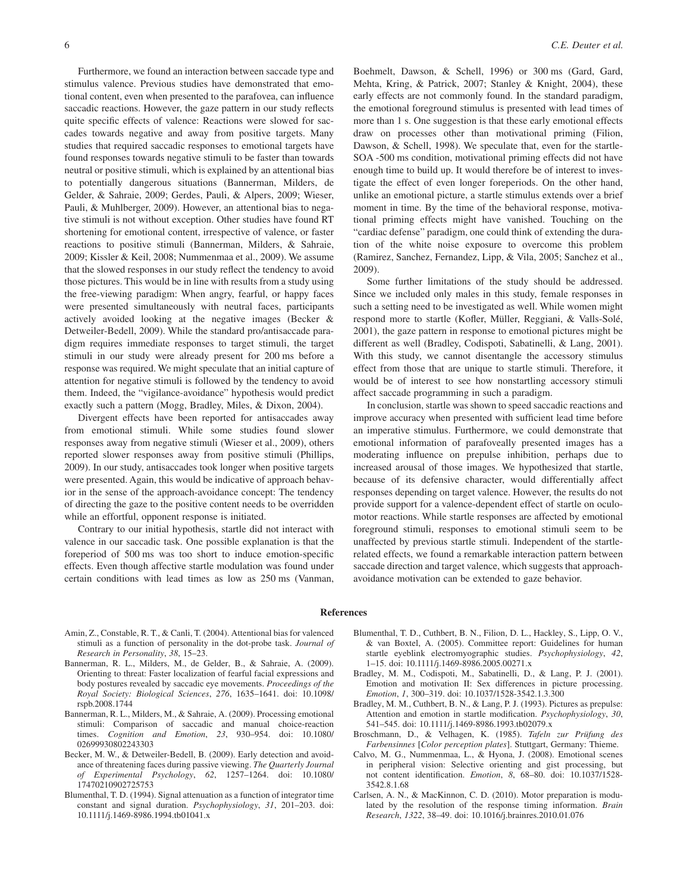Furthermore, we found an interaction between saccade type and stimulus valence. Previous studies have demonstrated that emotional content, even when presented to the parafovea, can influence saccadic reactions. However, the gaze pattern in our study reflects quite specific effects of valence: Reactions were slowed for saccades towards negative and away from positive targets. Many studies that required saccadic responses to emotional targets have found responses towards negative stimuli to be faster than towards neutral or positive stimuli, which is explained by an attentional bias to potentially dangerous situations (Bannerman, Milders, de Gelder, & Sahraie, 2009; Gerdes, Pauli, & Alpers, 2009; Wieser, Pauli, & Muhlberger, 2009). However, an attentional bias to negative stimuli is not without exception. Other studies have found RT shortening for emotional content, irrespective of valence, or faster reactions to positive stimuli (Bannerman, Milders, & Sahraie, 2009; Kissler & Keil, 2008; Nummenmaa et al., 2009). We assume that the slowed responses in our study reflect the tendency to avoid those pictures. This would be in line with results from a study using the free-viewing paradigm: When angry, fearful, or happy faces were presented simultaneously with neutral faces, participants actively avoided looking at the negative images (Becker & Detweiler-Bedell, 2009). While the standard pro/antisaccade paradigm requires immediate responses to target stimuli, the target stimuli in our study were already present for 200 ms before a response was required. We might speculate that an initial capture of attention for negative stimuli is followed by the tendency to avoid them. Indeed, the "vigilance-avoidance" hypothesis would predict exactly such a pattern (Mogg, Bradley, Miles, & Dixon, 2004).

Divergent effects have been reported for antisaccades away from emotional stimuli. While some studies found slower responses away from negative stimuli (Wieser et al., 2009), others reported slower responses away from positive stimuli (Phillips, 2009). In our study, antisaccades took longer when positive targets were presented. Again, this would be indicative of approach behavior in the sense of the approach-avoidance concept: The tendency of directing the gaze to the positive content needs to be overridden while an effortful, opponent response is initiated.

Contrary to our initial hypothesis, startle did not interact with valence in our saccadic task. One possible explanation is that the foreperiod of 500 ms was too short to induce emotion-specific effects. Even though affective startle modulation was found under certain conditions with lead times as low as 250 ms (Vanman, Boehmelt, Dawson, & Schell, 1996) or 300 ms (Gard, Gard, Mehta, Kring, & Patrick, 2007; Stanley & Knight, 2004), these early effects are not commonly found. In the standard paradigm, the emotional foreground stimulus is presented with lead times of more than 1 s. One suggestion is that these early emotional effects draw on processes other than motivational priming (Filion, Dawson, & Schell, 1998). We speculate that, even for the startle-SOA -500 ms condition, motivational priming effects did not have enough time to build up. It would therefore be of interest to investigate the effect of even longer foreperiods. On the other hand, unlike an emotional picture, a startle stimulus extends over a brief moment in time. By the time of the behavioral response, motivational priming effects might have vanished. Touching on the "cardiac defense" paradigm, one could think of extending the duration of the white noise exposure to overcome this problem (Ramirez, Sanchez, Fernandez, Lipp, & Vila, 2005; Sanchez et al., 2009).

Some further limitations of the study should be addressed. Since we included only males in this study, female responses in such a setting need to be investigated as well. While women might respond more to startle (Kofler, Müller, Reggiani, & Valls-Solé, 2001), the gaze pattern in response to emotional pictures might be different as well (Bradley, Codispoti, Sabatinelli, & Lang, 2001). With this study, we cannot disentangle the accessory stimulus effect from those that are unique to startle stimuli. Therefore, it would be of interest to see how nonstartling accessory stimuli affect saccade programming in such a paradigm.

In conclusion, startle was shown to speed saccadic reactions and improve accuracy when presented with sufficient lead time before an imperative stimulus. Furthermore, we could demonstrate that emotional information of parafoveally presented images has a moderating influence on prepulse inhibition, perhaps due to increased arousal of those images. We hypothesized that startle, because of its defensive character, would differentially affect responses depending on target valence. However, the results do not provide support for a valence-dependent effect of startle on oculomotor reactions. While startle responses are affected by emotional foreground stimuli, responses to emotional stimuli seem to be unaffected by previous startle stimuli. Independent of the startle-related effects, we found a remarkable interaction pattern between saccade direction and target valence, which suggests that approach-avoidance motivation can be extended to gaze behavior.

## References

Amin, Z., Constable, R. T., & Canli, T. (2004). Attentional bias for valenced stimuli as a function of personality in the dot-probe task. *Journal of Research in Personality*, *38*, 15–23.

Bannerman, R. L., Milders, M., de Gelder, B., & Sahraie, A. (2009). Orienting to threat: Faster localization of fearful facial expressions and body postures revealed by saccadic eye movements. *Proceedings of the Royal Society: Biological Sciences*, *276*, 1635–1641. doi: 10.1098/rspb.2008.1744

Bannerman, R. L., Milders, M., & Sahraie, A. (2009). Processing emotional stimuli: Comparison of saccadic and manual choice-reaction times. *Cognition and Emotion*, *23*, 930–954. doi: 10.1080/02699930802243303

Becker, M. W., & Detweiler-Bedell, B. (2009). Early detection and avoidance of threatening faces during passive viewing. *The Quarterly Journal of Experimental Psychology*, *62*, 1257–1264. doi: 10.1080/17470210902725753

Blumenthal, T. D. (1994). Signal attenuation as a function of integrator time constant and signal duration. *Psychophysiology*, *31*, 201–203. doi: 10.1111/j.1469-8986.1994.tb01041.x

Blumenthal, T. D., Cuthbert, B. N., Filion, D. L., Hackley, S., Lipp, O. V., & van Boxtel, A. (2005). Committee report: Guidelines for human startle eyeblink electromyographic studies. *Psychophysiology*, *42*, 1–15. doi: 10.1111/j.1469-8986.2005.00271.x

Bradley, M. M., Codispoti, M., Sabatinelli, D., & Lang, P. J. (2001). Emotion and motivation II: Sex differences in picture processing. *Emotion*, *1*, 300–319. doi: 10.1037/1528-3542.1.3.300

Bradley, M. M., Cuthbert, B. N., & Lang, P. J. (1993). Pictures as prepulse: Attention and emotion in startle modification. *Psychophysiology*, *30*, 541–545. doi: 10.1111/j.1469-8986.1993.tb02079.x

Broschmann, D., & Velhagen, K. (1985). *Tafeln zur Prüfung des Farbensinnes* [*Color perception plates*]. Stuttgart, Germany: Thieme.

Calvo, M. G., Nummenmaa, L., & Hyona, J. (2008). Emotional scenes in peripheral vision: Selective orienting and gist processing, but not content identification. *Emotion*, *8*, 68–80. doi: 10.1037/1528-3542.8.1.68

Carlsen, A. N., & MacKinnon, C. D. (2010). Motor preparation is modulated by the resolution of the response timing information. *Brain Research*, *1322*, 38–49. doi: 10.1016/j.brainres.2010.01.076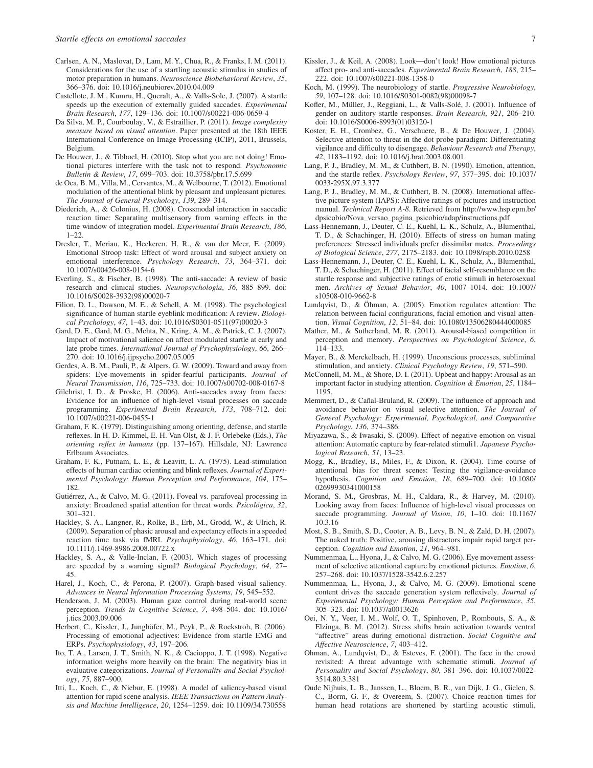Carlsen, A. N., Maslovat, D., Lam, M. Y., Chua, R., & Franks, I. M. (2011). Considerations for the use of a startling acoustic stimulus in studies of motor preparation in humans. *Neuroscience Biobehavioral Review*, *35*, 366–376. doi: 10.1016/j.neubiorev.2010.04.009

Castellote, J. M., Kumru, H., Queralt, A., & Valls-Sole, J. (2007). A startle speeds up the execution of externally guided saccades. *Experimental Brain Research*, *177*, 129–136. doi: 10.1007/s00221-006-0659-4

Da Silva, M. P., Courboulay, V., & Estraillier, P. (2011). *Image complexity measure based on visual attention*. Paper presented at the 18th IEEE International Conference on Image Processing (ICIP), 2011, Brussels, Belgium.

De Houwer, J., & Tibboel, H. (2010). Stop what you are not doing! Emotional pictures interfere with the task not to respond. *Psychonomic Bulletin & Review*, *17*, 699–703. doi: 10.3758/pbr.17.5.699

de Oca, B. M., Villa, M., Cervantes, M., & Welbourne, T. (2012). Emotional modulation of the attentional blink by pleasant and unpleasant pictures. *The Journal of General Psychology*, *139*, 289–314.

Diederich, A., & Colonius, H. (2008). Crossmodal interaction in saccadic reaction time: Separating multisensory from warning effects in the time window of integration model. *Experimental Brain Research*, *186*, 1–22.

Dresler, T., Meriau, K., Heekeren, H. R., & van der Meer, E. (2009). Emotional Stroop task: Effect of word arousal and subject anxiety on emotional interference. *Psychology Research*, *73*, 364–371. doi: 10.1007/s00426-008-0154-6

Everling, S., & Fischer, B. (1998). The anti-saccade: A review of basic research and clinical studies. *Neuropsychologia*, *36*, 885–899. doi: 10.1016/S0028-3932(98)00020-7

Filion, D. L., Dawson, M. E., & Schell, A. M. (1998). The psychological significance of human startle eyeblink modification: A review. *Biological Psychology*, *47*, 1–43. doi: 10.1016/S0301-0511(97)00020-3

Gard, D. E., Gard, M. G., Mehta, N., Kring, A. M., & Patrick, C. J. (2007). Impact of motivational salience on affect modulated startle at early and late probe times. *International Journal of Psychophysiology*, *66*, 266–270. doi: 10.1016/j.ijpsycho.2007.05.005

Gerdes, A. B. M., Pauli, P., & Alpers, G. W. (2009). Toward and away from spiders: Eye-movements in spider-fearful participants. *Journal of Neural Transmission*, *116*, 725–733. doi: 10.1007/s00702-008-0167-8

Gilchrist, I. D., & Proske, H. (2006). Anti-saccades away from faces: Evidence for an influence of high-level visual processes on saccade programming. *Experimental Brain Research*, *173*, 708–712. doi: 10.1007/s00221-006-0455-1

Graham, F. K. (1979). Distinguishing among orienting, defense, and startle reflexes. In H. D. Kimmel, E. H. Van Olst, & J. F. Orlebeke (Eds.), *The orienting reflex in humans* (pp. 137–167). Hillsdale, NJ: Lawrence Erlbaum Associates.

Graham, F. K., Putnam, L. E., & Leavitt, L. A. (1975). Lead-stimulation effects of human cardiac orienting and blink reflexes. *Journal of Experimental Psychology: Human Perception and Performance*, *104*, 175–182.

Gutiérrez, A., & Calvo, M. G. (2011). Foveal vs. parafoveal processing in anxiety: Broadened spatial attention for threat words. *Psicológica*, *32*, 301–321.

Hackley, S. A., Langner, R., Rolke, B., Erb, M., Grodd, W., & Ulrich, R. (2009). Separation of phasic arousal and expectancy effects in a speeded reaction time task via fMRI. *Psychophysiology*, *46*, 163–171. doi: 10.1111/j.1469-8986.2008.00722.x

Hackley, S. A., & Valle-Inclan, F. (2003). Which stages of processing are speeded by a warning signal? *Biological Psychology*, *64*, 27–45.

Harel, J., Koch, C., & Perona, P. (2007). Graph-based visual saliency. *Advances in Neural Information Processing Systems*, *19*, 545–552.

Henderson, J. M. (2003). Human gaze control during real-world scene perception. *Trends in Cognitive Science*, *7*, 498–504. doi: 10.1016/j.tics.2003.09.006

Herbert, C., Kissler, J., Junghöfer, M., Peyk, P., & Rockstroh, B. (2006). Processing of emotional adjectives: Evidence from startle EMG and ERPs. *Psychophysiology*, *43*, 197–206.

Ito, T. A., Larsen, J. T., Smith, N. K., & Cacioppo, J. T. (1998). Negative information weighs more heavily on the brain: The negativity bias in evaluative categorizations. *Journal of Personality and Social Psychology*, *75*, 887–900.

Itti, L., Koch, C., & Niebur, E. (1998). A model of saliency-based visual attention for rapid scene analysis. *IEEE Transactions on Pattern Analysis and Machine Intelligence*, *20*, 1254–1259. doi: 10.1109/34.730558

Kissler, J., & Keil, A. (2008). Look—don't look! How emotional pictures affect pro- and anti-saccades. *Experimental Brain Research*, *188*, 215–222. doi: 10.1007/s00221-008-1358-0

Koch, M. (1999). The neurobiology of startle. *Progressive Neurobiology*, *59*, 107–128. doi: 10.1016/S0301-0082(98)00098-7

Kofler, M., Müller, J., Reggiani, L., & Valls-Solé, J. (2001). Influence of gender on auditory startle responses. *Brain Research*, *921*, 206–210. doi: 10.1016/S0006-8993(01)03120-1

Koster, E. H., Crombez, G., Verschuere, B., & De Houwer, J. (2004). Selective attention to threat in the dot probe paradigm: Differentiating vigilance and difficulty to disengage. *Behaviour Research and Therapy*, *42*, 1183–1192. doi: 10.1016/j.brat.2003.08.001

Lang, P. J., Bradley, M. M., & Cuthbert, B. N. (1990). Emotion, attention, and the startle reflex. *Psychology Review*, *97*, 377–395. doi: 10.1037/0033-295X.97.3.377

Lang, P. J., Bradley, M. M., & Cuthbert, B. N. (2008). International affective picture system (IAPS): Affective ratings of pictures and instruction manual. *Technical Report A-8*. Retrieved from http://www.hsp.epm.br/dpsicobio/Nova_versao_pagina_psicobio/adap/instructions.pdf

Lass-Hennemann, J., Deuter, C. E., Kuehl, L. K., Schulz, A., Blumenthal, T. D., & Schachinger, H. (2010). Effects of stress on human mating preferences: Stressed individuals prefer dissimilar mates. *Proceedings of Biological Science*, *277*, 2175–2183. doi: 10.1098/rspb.2010.0258

Lass-Hennemann, J., Deuter, C. E., Kuehl, L. K., Schulz, A., Blumenthal, T. D., & Schachinger, H. (2011). Effect of facial self-resemblance on the startle response and subjective ratings of erotic stimuli in heterosexual men. *Archives of Sexual Behavior*, *40*, 1007–1014. doi: 10.1007/s10508-010-9662-8

Lundqvist, D., & Öhman, A. (2005). Emotion regulates attention: The relation between facial configurations, facial emotion and visual attention. *Visual Cognition*, *12*, 51–84. doi: 10.1080/13506280444000085

Mather, M., & Sutherland, M. R. (2011). Arousal-biased competition in perception and memory. *Perspectives on Psychological Science*, *6*, 114–133.

Mayer, B., & Merckelbach, H. (1999). Unconscious processes, subliminal stimulation, and anxiety. *Clinical Psychology Review*, *19*, 571–590.

McConnell, M. M., & Shore, D. I. (2011). Upbeat and happy: Arousal as an important factor in studying attention. *Cognition & Emotion*, *25*, 1184–1195.

Memmert, D., & Cañal-Bruland, R. (2009). The influence of approach and avoidance behavior on visual selective attention. *The Journal of General Psychology: Experimental, Psychological, and Comparative Psychology*, *136*, 374–386.

Miyazawa, S., & Iwasaki, S. (2009). Effect of negative emotion on visual attention: Automatic capture by fear-related stimuli1. *Japanese Psychological Research*, *51*, 13–23.

Mogg, K., Bradley, B., Miles, F., & Dixon, R. (2004). Time course of attentional bias for threat scenes: Testing the vigilance-avoidance hypothesis. *Cognition and Emotion*, *18*, 689–700. doi: 10.1080/02699930341000158

Morand, S. M., Grosbras, M. H., Caldara, R., & Harvey, M. (2010). Looking away from faces: Influence of high-level visual processes on saccade programming. *Journal of Vision*, *10*, 1–10. doi: 10.1167/10.3.16

Most, S. B., Smith, S. D., Cooter, A. B., Levy, B. N., & Zald, D. H. (2007). The naked truth: Positive, arousing distractors impair rapid target perception. *Cognition and Emotion*, *21*, 964–981.

Nummenmaa, L., Hyona, J., & Calvo, M. G. (2006). Eye movement assessment of selective attentional capture by emotional pictures. *Emotion*, *6*, 257–268. doi: 10.1037/1528-3542.6.2.257

Nummenmaa, L., Hyona, J., & Calvo, M. G. (2009). Emotional scene content drives the saccade generation system reflexively. *Journal of Experimental Psychology: Human Perception and Performance*, *35*, 305–323. doi: 10.1037/a0013626

Oei, N. Y., Veer, I. M., Wolf, O. T., Spinhoven, P., Rombouts, S. A., & Elzinga, B. M. (2012). Stress shifts brain activation towards ventral "affective" areas during emotional distraction. *Social Cognitive and Affective Neuroscience*, *7*, 403–412.

Ohman, A., Lundqvist, D., & Esteves, F. (2001). The face in the crowd revisited: A threat advantage with schematic stimuli. *Journal of Personality and Social Psychology*, *80*, 381–396. doi: 10.1037/0022-3514.80.3.381

Oude Nijhuis, L. B., Janssen, L., Bloem, B. R., van Dijk, J. G., Gielen, S. C., Borm, G. F., & Overeem, S. (2007). Choice reaction times for human head rotations are shortened by startling acoustic stimuli,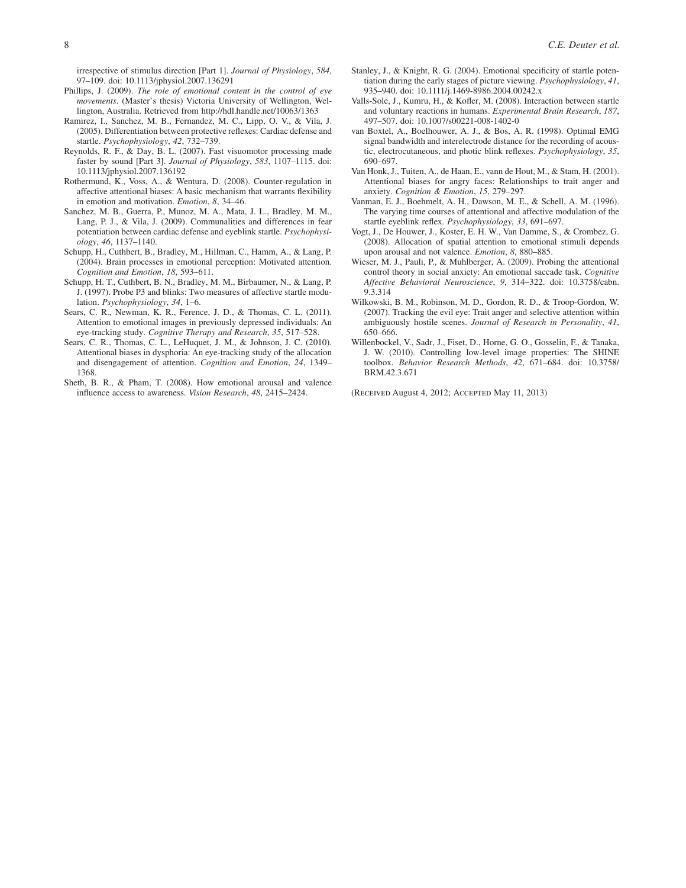irrespective of stimulus direction [Part 1]. *Journal of Physiology*, *584*, 97–109. doi: 10.1113/jphysiol.2007.136291

Phillips, J. (2009). *The role of emotional content in the control of eye movements*. (Master's thesis) Victoria University of Wellington, Wellington, Australia. Retrieved from http://hdl.handle.net/10063/1363

Ramirez, I., Sanchez, M. B., Fernandez, M. C., Lipp, O. V., & Vila, J. (2005). Differentiation between protective reflexes: Cardiac defense and startle. *Psychophysiology*, *42*, 732–739.

Reynolds, R. F., & Day, B. L. (2007). Fast visuomotor processing made faster by sound [Part 3]. *Journal of Physiology*, *583*, 1107–1115. doi: 10.1113/jphysiol.2007.136192

Rothermund, K., Voss, A., & Wentura, D. (2008). Counter-regulation in affective attentional biases: A basic mechanism that warrants flexibility in emotion and motivation. *Emotion*, *8*, 34–46.

Sanchez, M. B., Guerra, P., Munoz, M. A., Mata, J. L., Bradley, M. M., Lang, P. J., & Vila, J. (2009). Communalities and differences in fear potentiation between cardiac defense and eyeblink startle. *Psychophysiology*, *46*, 1137–1140.

Schupp, H., Cuthbert, B., Bradley, M., Hillman, C., Hamm, A., & Lang, P. (2004). Brain processes in emotional perception: Motivated attention. *Cognition and Emotion*, *18*, 593–611.

Schupp, H. T., Cuthbert, B. N., Bradley, M. M., Birbaumer, N., & Lang, P. J. (1997). Probe P3 and blinks: Two measures of affective startle modulation. *Psychophysiology*, *34*, 1–6.

Sears, C. R., Newman, K. R., Ference, J. D., & Thomas, C. L. (2011). Attention to emotional images in previously depressed individuals: An eye-tracking study. *Cognitive Therapy and Research*, *35*, 517–528.

Sears, C. R., Thomas, C. L., LeHuquet, J. M., & Johnson, J. C. (2010). Attentional biases in dysphoria: An eye-tracking study of the allocation and disengagement of attention. *Cognition and Emotion*, *24*, 1349–1368.

Sheth, B. R., & Pham, T. (2008). How emotional arousal and valence influence access to awareness. *Vision Research*, *48*, 2415–2424.

Stanley, J., & Knight, R. G. (2004). Emotional specificity of startle potentiation during the early stages of picture viewing. *Psychophysiology*, *41*, 935–940. doi: 10.1111/j.1469-8986.2004.00242.x

Valls-Sole, J., Kumru, H., & Kofler, M. (2008). Interaction between startle and voluntary reactions in humans. *Experimental Brain Research*, *187*, 497–507. doi: 10.1007/s00221-008-1402-0

van Boxtel, A., Boelhouwer, A. J., & Bos, A. R. (1998). Optimal EMG signal bandwidth and interelectrode distance for the recording of acoustic, electrocutaneous, and photic blink reflexes. *Psychophysiology*, *35*, 690–697.

Van Honk, J., Tuiten, A., de Haan, E., vann de Hout, M., & Stam, H. (2001). Attentional biases for angry faces: Relationships to trait anger and anxiety. *Cognition & Emotion*, *15*, 279–297.

Vanman, E. J., Boehmelt, A. H., Dawson, M. E., & Schell, A. M. (1996). The varying time courses of attentional and affective modulation of the startle eyeblink reflex. *Psychophysiology*, *33*, 691–697.

Vogt, J., De Houwer, J., Koster, E. H. W., Van Damme, S., & Crombez, G. (2008). Allocation of spatial attention to emotional stimuli depends upon arousal and not valence. *Emotion*, *8*, 880–885.

Wieser, M. J., Pauli, P., & Muhlberger, A. (2009). Probing the attentional control theory in social anxiety: An emotional saccade task. *Cognitive Affective Behavioral Neuroscience*, *9*, 314–322. doi: 10.3758/cabn.9.3.314

Wilkowski, B. M., Robinson, M. D., Gordon, R. D., & Troop-Gordon, W. (2007). Tracking the evil eye: Trait anger and selective attention within ambiguously hostile scenes. *Journal of Research in Personality*, *41*, 650–666.

Willenbockel, V., Sadr, J., Fiset, D., Horne, G. O., Gosselin, F., & Tanaka, J. W. (2010). Controlling low-level image properties: The SHINE toolbox. *Behavior Research Methods*, *42*, 671–684. doi: 10.3758/BRM.42.3.671

(Received August 4, 2012; Accepted May 11, 2013)